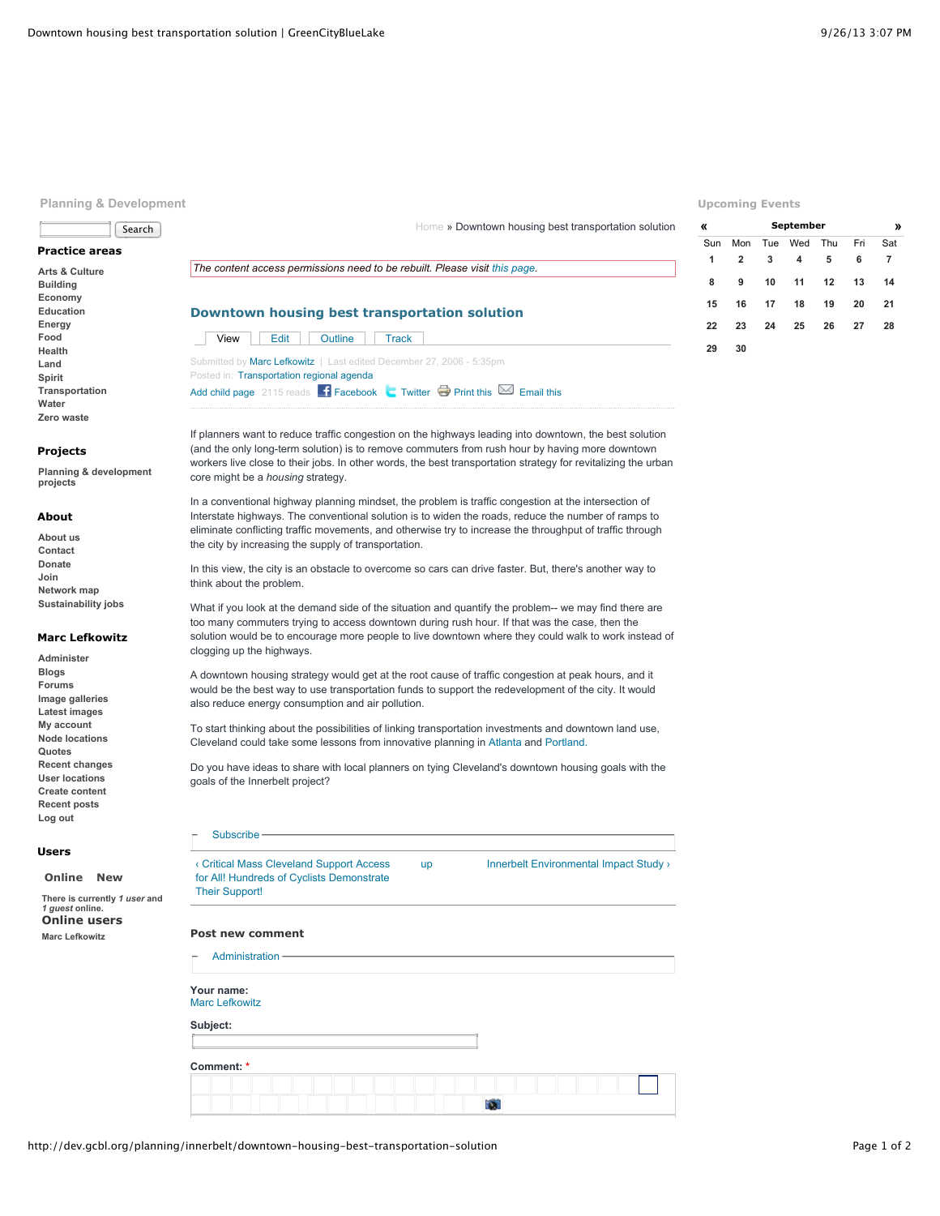## Planning & Development

Search

### Practice areas

- Arts & Culture
- Building
- Economy
- Education
- Energy
- Food
- Health
- Land
- Spirit
- Transportation
- Water
- Zero waste

### Projects

- Planning & development projects

### About

- About us
- Contact
- Donate
- Join
- Network map
- Sustainability jobs

### Marc Lefkowitz

- Administer
- Blogs
- Forums
- Image galleries
- Latest images
- My account
- Node locations
- Quotes
- Recent changes
- User locations
- Create content
- Recent posts
- Log out

### Users

Online New

There is currently *1 user* and *1 guest* online.

**Online users**

Marc Lefkowitz

Home » Downtown housing best transportation solution

*The content access permissions need to be rebuilt. Please visit this page.*

# Downtown housing best transportation solution

View | Edit | Outline | Track

Submitted by Marc Lefkowitz | Last edited December 27, 2006 - 5:35pm
Posted in: Transportation regional agenda
Add child page 2115 reads Facebook Twitter Print this Email this

If planners want to reduce traffic congestion on the highways leading into downtown, the best solution (and the only long-term solution) is to remove commuters from rush hour by having more downtown workers live close to their jobs. In other words, the best transportation strategy for revitalizing the urban core might be a *housing* strategy.

In a conventional highway planning mindset, the problem is traffic congestion at the intersection of Interstate highways. The conventional solution is to widen the roads, reduce the number of ramps to eliminate conflicting traffic movements, and otherwise try to increase the throughput of traffic through the city by increasing the supply of transportation.

In this view, the city is an obstacle to overcome so cars can drive faster. But, there's another way to think about the problem.

What if you look at the demand side of the situation and quantify the problem-- we may find there are too many commuters trying to access downtown during rush hour. If that was the case, then the solution would be to encourage more people to live downtown where they could walk to work instead of clogging up the highways.

A downtown housing strategy would get at the root cause of traffic congestion at peak hours, and it would be the best way to use transportation funds to support the redevelopment of the city. It would also reduce energy consumption and air pollution.

To start thinking about the possibilities of linking transportation investments and downtown land use, Cleveland could take some lessons from innovative planning in Atlanta and Portland.

Do you have ideas to share with local planners on tying Cleveland's downtown housing goals with the goals of the Innerbelt project?

Subscribe

‹ Critical Mass Cleveland Support Access for All! Hundreds of Cyclists Demonstrate Their Support! | up | Innerbelt Environmental Impact Study ›

### Post new comment

Administration

**Your name:**
Marc Lefkowitz

**Subject:**

**Comment:** *

## Upcoming Events

| « | | | September | | | » |
|---|---|---|---|---|---|---|
| Sun | Mon | Tue | Wed | Thu | Fri | Sat |
| 1 | 2 | 3 | 4 | 5 | 6 | 7 |
| 8 | 9 | 10 | 11 | 12 | 13 | 14 |
| 15 | 16 | 17 | 18 | 19 | 20 | 21 |
| 22 | 23 | 24 | 25 | 26 | 27 | 28 |
| 29 | 30 | | | | | |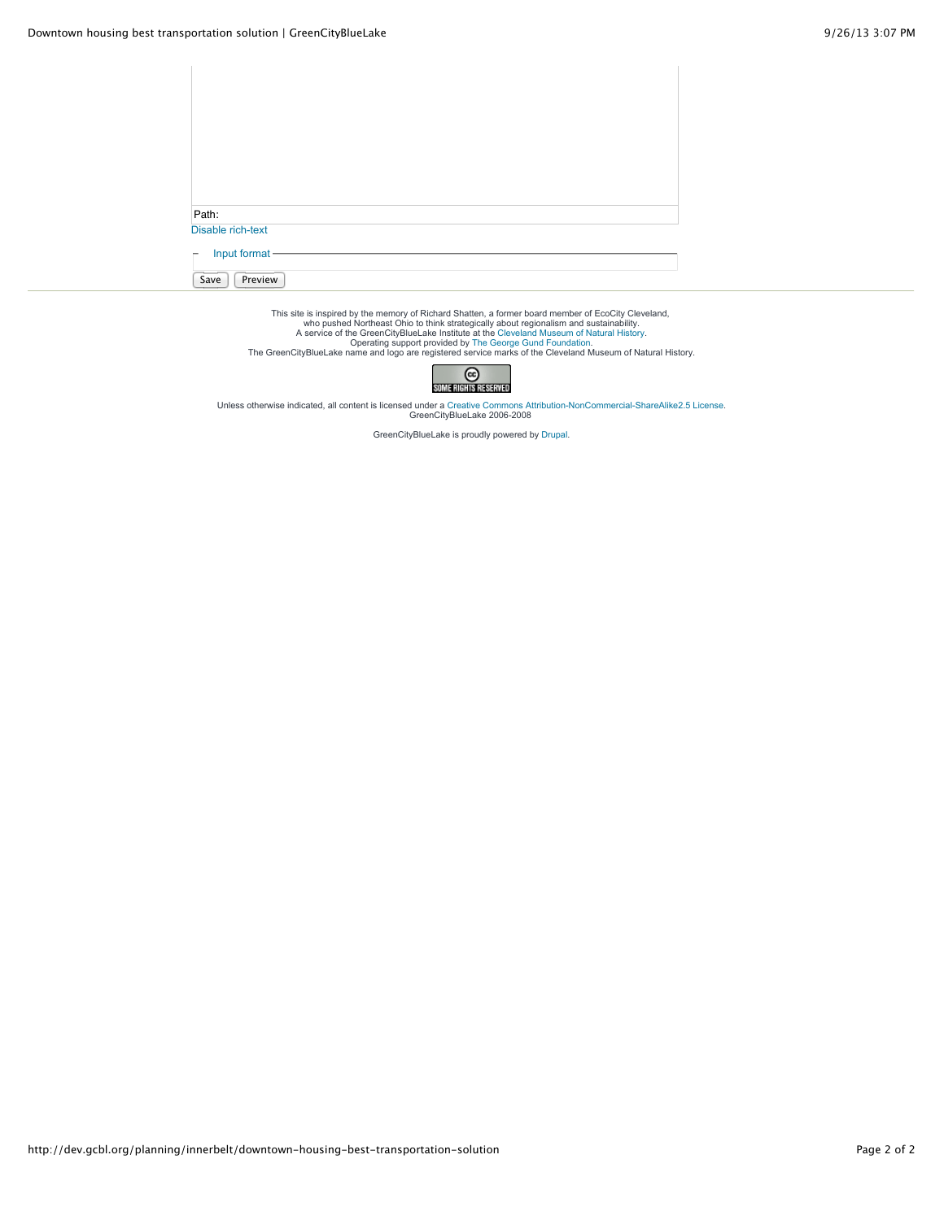Path:

Disable rich-text

– Input format

Save Preview

This site is inspired by the memory of Richard Shatten, a former board member of EcoCity Cleveland, who pushed Northeast Ohio to think strategically about regionalism and sustainability.
A service of the GreenCityBlueLake Institute at the Cleveland Museum of Natural History.
Operating support provided by The George Gund Foundation.
The GreenCityBlueLake name and logo are registered service marks of the Cleveland Museum of Natural History.

SOME RIGHTS RESERVED

Unless otherwise indicated, all content is licensed under a Creative Commons Attribution-NonCommercial-ShareAlike2.5 License.
GreenCityBlueLake 2006-2008

GreenCityBlueLake is proudly powered by Drupal.